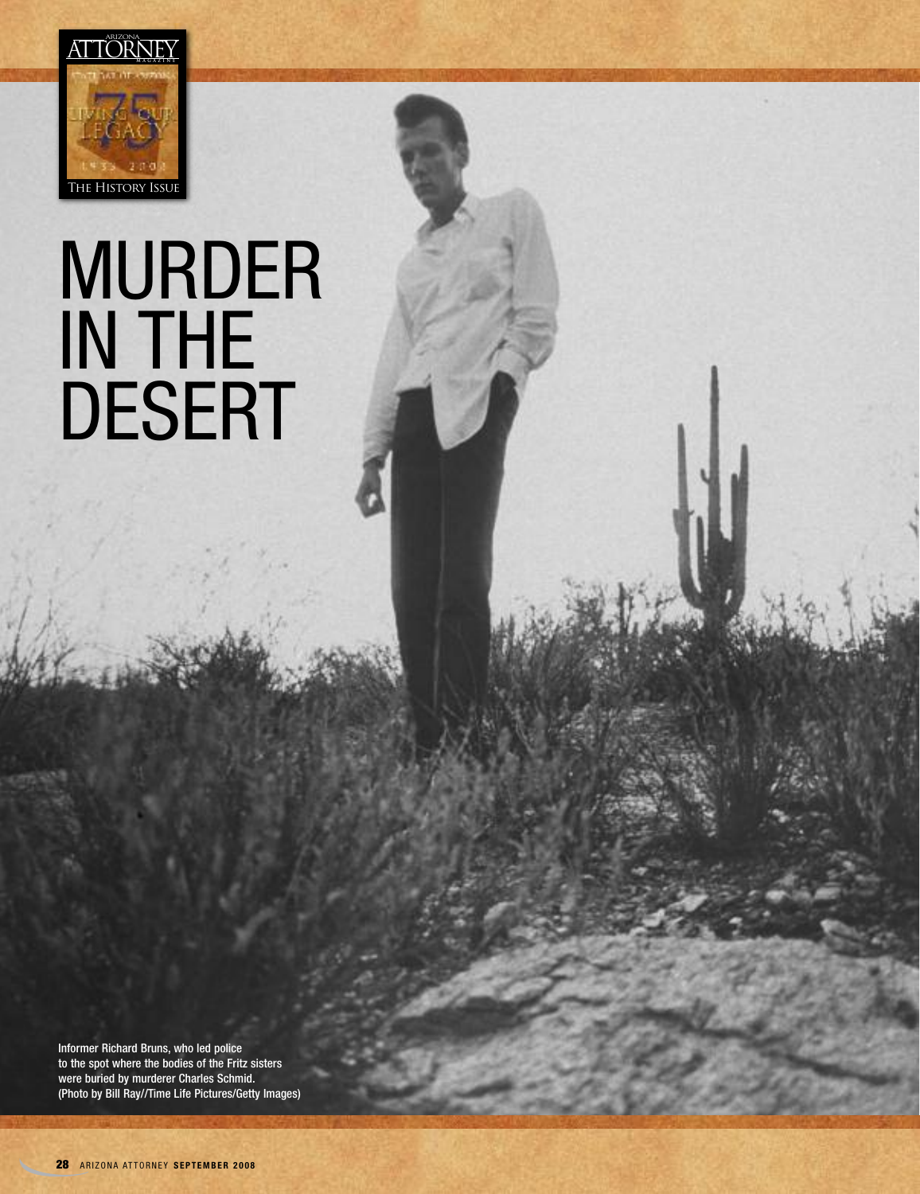# MURDER IN THE DESERT

Informer Richard Bruns, who led police to the spot where the bodies of the Fritz sisters were buried by murderer Charles Schmid. (Photo by Bill Ray//Time Life Pictures/Getty Images)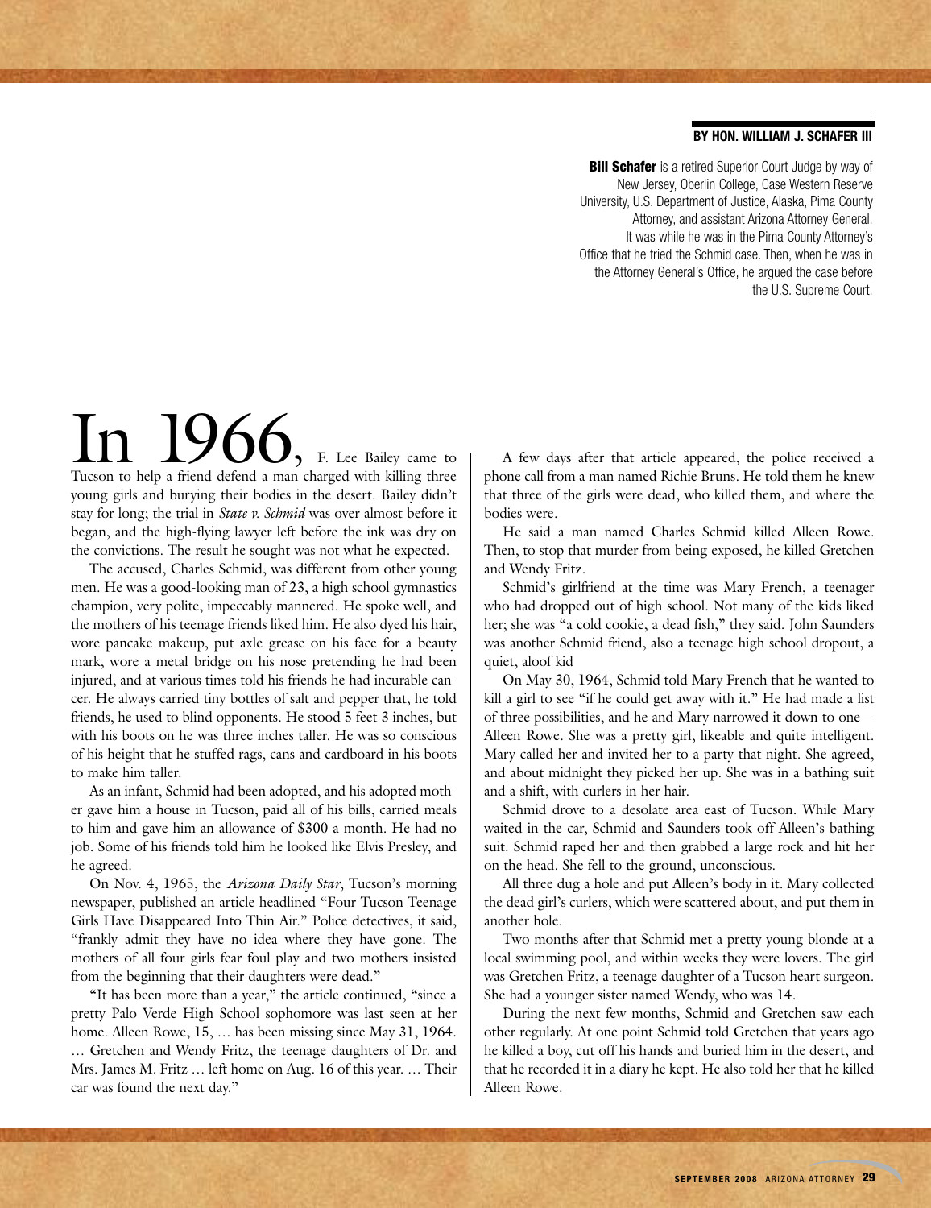**BY HON. WILLIAM J. SCHAFER III**

**Bill Schafer** is a retired Superior Court Judge by way of New Jersey, Oberlin College, Case Western Reserve University, U.S. Department of Justice, Alaska, Pima County Attorney, and assistant Arizona Attorney General. It was while he was in the Pima County Attorney's Office that he tried the Schmid case. Then, when he was in the Attorney General's Office, he argued the case before the U.S. Supreme Court.

In 1966, F. Lee Bailey came to Tucson to help a friend defend a man charged with killing three young girls and burying their bodies in the desert. Bailey didn't stay for long; the trial in *State v. Schmid* was over almost before it began, and the high-flying lawyer left before the ink was dry on the convictions. The result he sought was not what he expected.

The accused, Charles Schmid, was different from other young men. He was a good-looking man of 23, a high school gymnastics champion, very polite, impeccably mannered. He spoke well, and the mothers of his teenage friends liked him. He also dyed his hair, wore pancake makeup, put axle grease on his face for a beauty mark, wore a metal bridge on his nose pretending he had been injured, and at various times told his friends he had incurable cancer. He always carried tiny bottles of salt and pepper that, he told friends, he used to blind opponents. He stood 5 feet 3 inches, but with his boots on he was three inches taller. He was so conscious of his height that he stuffed rags, cans and cardboard in his boots to make him taller.

As an infant, Schmid had been adopted, and his adopted mother gave him a house in Tucson, paid all of his bills, carried meals to him and gave him an allowance of $300 a month. He had no job. Some of his friends told him he looked like Elvis Presley, and he agreed.

On Nov. 4, 1965, the *Arizona Daily Star*, Tucson's morning newspaper, published an article headlined "Four Tucson Teenage Girls Have Disappeared Into Thin Air." Police detectives, it said, "frankly admit they have no idea where they have gone. The mothers of all four girls fear foul play and two mothers insisted from the beginning that their daughters were dead."

"It has been more than a year," the article continued, "since a pretty Palo Verde High School sophomore was last seen at her home. Alleen Rowe, 15, … has been missing since May 31, 1964. … Gretchen and Wendy Fritz, the teenage daughters of Dr. and Mrs. James M. Fritz … left home on Aug. 16 of this year. … Their car was found the next day."

A few days after that article appeared, the police received a phone call from a man named Richie Bruns. He told them he knew that three of the girls were dead, who killed them, and where the bodies were.

He said a man named Charles Schmid killed Alleen Rowe. Then, to stop that murder from being exposed, he killed Gretchen and Wendy Fritz.

Schmid's girlfriend at the time was Mary French, a teenager who had dropped out of high school. Not many of the kids liked her; she was "a cold cookie, a dead fish," they said. John Saunders was another Schmid friend, also a teenage high school dropout, a quiet, aloof kid

On May 30, 1964, Schmid told Mary French that he wanted to kill a girl to see "if he could get away with it." He had made a list of three possibilities, and he and Mary narrowed it down to one—Alleen Rowe. She was a pretty girl, likeable and quite intelligent. Mary called her and invited her to a party that night. She agreed, and about midnight they picked her up. She was in a bathing suit and a shift, with curlers in her hair.

Schmid drove to a desolate area east of Tucson. While Mary waited in the car, Schmid and Saunders took off Alleen's bathing suit. Schmid raped her and then grabbed a large rock and hit her on the head. She fell to the ground, unconscious.

All three dug a hole and put Alleen's body in it. Mary collected the dead girl's curlers, which were scattered about, and put them in another hole.

Two months after that Schmid met a pretty young blonde at a local swimming pool, and within weeks they were lovers. The girl was Gretchen Fritz, a teenage daughter of a Tucson heart surgeon. She had a younger sister named Wendy, who was 14.

During the next few months, Schmid and Gretchen saw each other regularly. At one point Schmid told Gretchen that years ago he killed a boy, cut off his hands and buried him in the desert, and that he recorded it in a diary he kept. He also told her that he killed Alleen Rowe.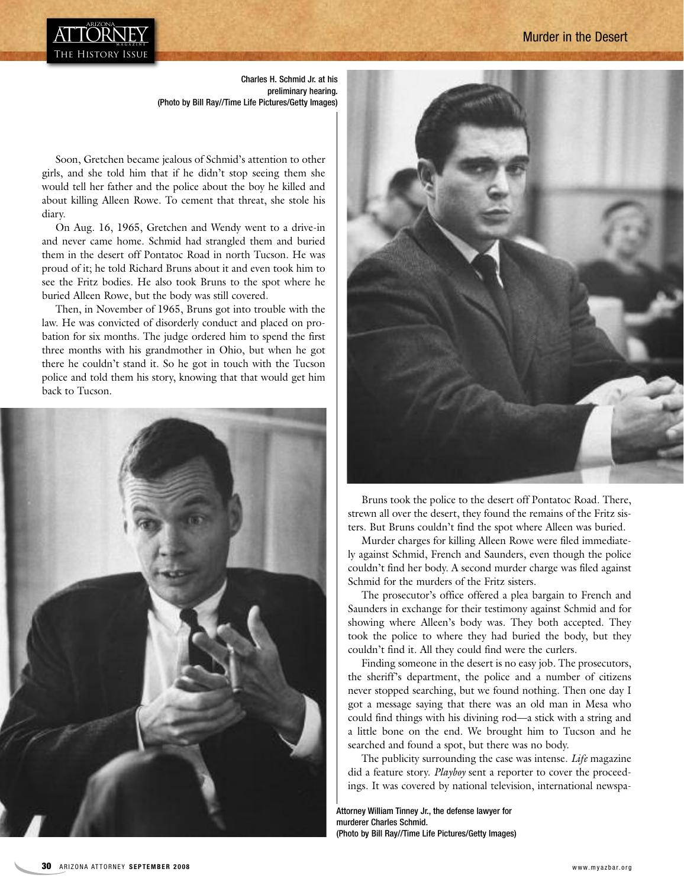Charles H. Schmid Jr. at his preliminary hearing. (Photo by Bill Ray//Time Life Pictures/Getty Images)

Soon, Gretchen became jealous of Schmid's attention to other girls, and she told him that if he didn't stop seeing them she would tell her father and the police about the boy he killed and about killing Alleen Rowe. To cement that threat, she stole his diary.

On Aug. 16, 1965, Gretchen and Wendy went to a drive-in and never came home. Schmid had strangled them and buried them in the desert off Pontatoc Road in north Tucson. He was proud of it; he told Richard Bruns about it and even took him to see the Fritz bodies. He also took Bruns to the spot where he buried Alleen Rowe, but the body was still covered.

Then, in November of 1965, Bruns got into trouble with the law. He was convicted of disorderly conduct and placed on probation for six months. The judge ordered him to spend the first three months with his grandmother in Ohio, but when he got there he couldn't stand it. So he got in touch with the Tucson police and told them his story, knowing that that would get him back to Tucson.

Bruns took the police to the desert off Pontatoc Road. There, strewn all over the desert, they found the remains of the Fritz sisters. But Bruns couldn't find the spot where Alleen was buried.

Murder charges for killing Alleen Rowe were filed immediately against Schmid, French and Saunders, even though the police couldn't find her body. A second murder charge was filed against Schmid for the murders of the Fritz sisters.

The prosecutor's office offered a plea bargain to French and Saunders in exchange for their testimony against Schmid and for showing where Alleen's body was. They both accepted. They took the police to where they had buried the body, but they couldn't find it. All they could find were the curlers.

Finding someone in the desert is no easy job. The prosecutors, the sheriff's department, the police and a number of citizens never stopped searching, but we found nothing. Then one day I got a message saying that there was an old man in Mesa who could find things with his divining rod—a stick with a string and a little bone on the end. We brought him to Tucson and he searched and found a spot, but there was no body.

The publicity surrounding the case was intense. *Life* magazine did a feature story. *Playboy* sent a reporter to cover the proceedings. It was covered by national television, international newspa-

Attorney William Tinney Jr., the defense lawyer for murderer Charles Schmid. (Photo by Bill Ray//Time Life Pictures/Getty Images)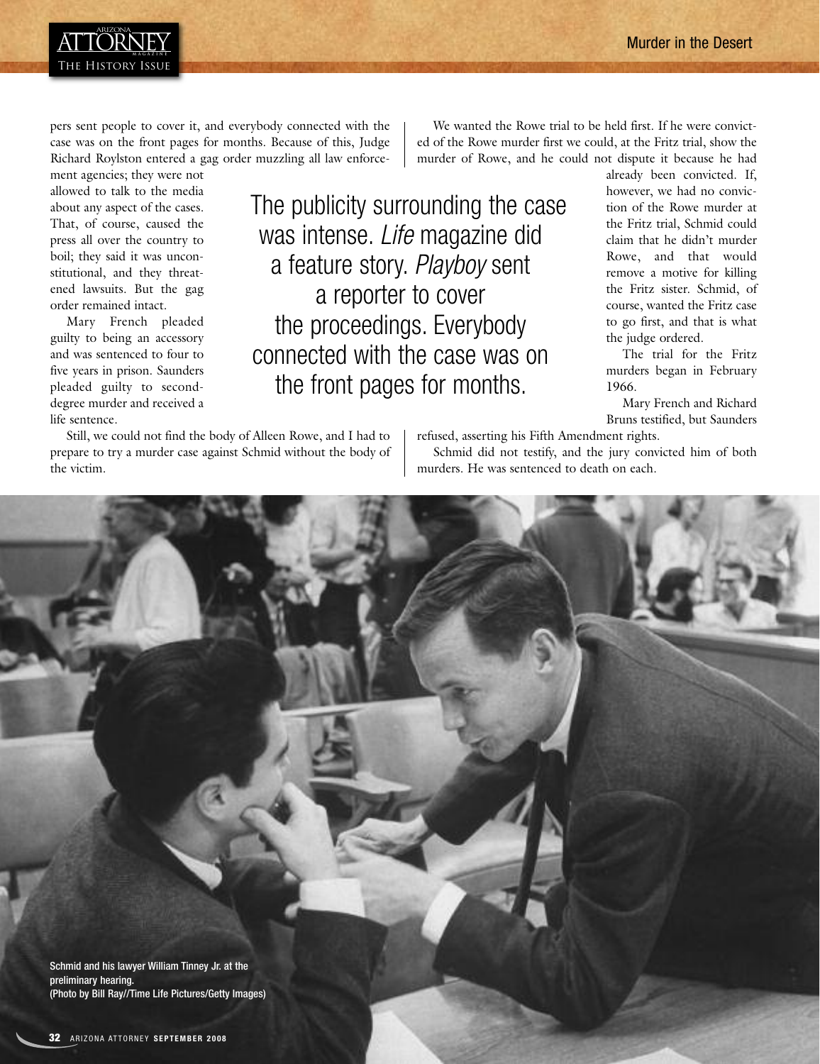pers sent people to cover it, and everybody connected with the case was on the front pages for months. Because of this, Judge Richard Roylston entered a gag order muzzling all law enforcement agencies; they were not allowed to talk to the media about any aspect of the cases. That, of course, caused the press all over the country to boil; they said it was unconstitutional, and they threatened lawsuits. But the gag order remained intact.

Mary French pleaded guilty to being an accessory and was sentenced to four to five years in prison. Saunders pleaded guilty to second-degree murder and received a life sentence.

Still, we could not find the body of Alleen Rowe, and I had to prepare to try a murder case against Schmid without the body of the victim.

> The publicity surrounding the case was intense. *Life* magazine did a feature story. *Playboy* sent a reporter to cover the proceedings. Everybody connected with the case was on the front pages for months.

We wanted the Rowe trial to be held first. If he were convicted of the Rowe murder first we could, at the Fritz trial, show the murder of Rowe, and he could not dispute it because he had already been convicted. If, however, we had no conviction of the Rowe murder at the Fritz trial, Schmid could claim that he didn't murder Rowe, and that would remove a motive for killing the Fritz sister. Schmid, of course, wanted the Fritz case to go first, and that is what the judge ordered.

The trial for the Fritz murders began in February 1966.

Mary French and Richard Bruns testified, but Saunders refused, asserting his Fifth Amendment rights.

Schmid did not testify, and the jury convicted him of both murders. He was sentenced to death on each.

Schmid and his lawyer William Tinney Jr. at the preliminary hearing.
(Photo by Bill Ray//Time Life Pictures/Getty Images)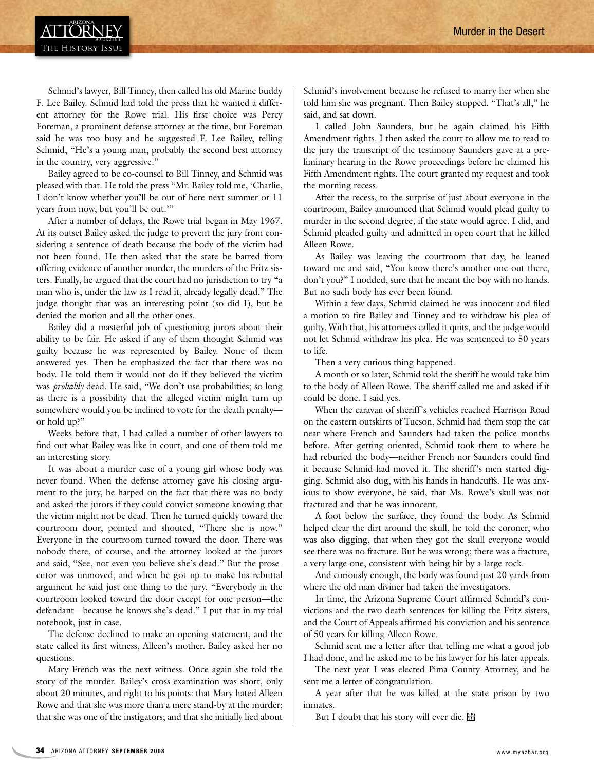Schmid's lawyer, Bill Tinney, then called his old Marine buddy F. Lee Bailey. Schmid had told the press that he wanted a different attorney for the Rowe trial. His first choice was Percy Foreman, a prominent defense attorney at the time, but Foreman said he was too busy and he suggested F. Lee Bailey, telling Schmid, "He's a young man, probably the second best attorney in the country, very aggressive."

Bailey agreed to be co-counsel to Bill Tinney, and Schmid was pleased with that. He told the press "Mr. Bailey told me, 'Charlie, I don't know whether you'll be out of here next summer or 11 years from now, but you'll be out.'"

After a number of delays, the Rowe trial began in May 1967. At its outset Bailey asked the judge to prevent the jury from considering a sentence of death because the body of the victim had not been found. He then asked that the state be barred from offering evidence of another murder, the murders of the Fritz sisters. Finally, he argued that the court had no jurisdiction to try "a man who is, under the law as I read it, already legally dead." The judge thought that was an interesting point (so did I), but he denied the motion and all the other ones.

Bailey did a masterful job of questioning jurors about their ability to be fair. He asked if any of them thought Schmid was guilty because he was represented by Bailey. None of them answered yes. Then he emphasized the fact that there was no body. He told them it would not do if they believed the victim was *probably* dead. He said, "We don't use probabilities; so long as there is a possibility that the alleged victim might turn up somewhere would you be inclined to vote for the death penalty—or hold up?"

Weeks before that, I had called a number of other lawyers to find out what Bailey was like in court, and one of them told me an interesting story.

It was about a murder case of a young girl whose body was never found. When the defense attorney gave his closing argument to the jury, he harped on the fact that there was no body and asked the jurors if they could convict someone knowing that the victim might not be dead. Then he turned quickly toward the courtroom door, pointed and shouted, "There she is now." Everyone in the courtroom turned toward the door. There was nobody there, of course, and the attorney looked at the jurors and said, "See, not even you believe she's dead." But the prosecutor was unmoved, and when he got up to make his rebuttal argument he said just one thing to the jury, "Everybody in the courtroom looked toward the door except for one person—the defendant—because he knows she's dead." I put that in my trial notebook, just in case.

The defense declined to make an opening statement, and the state called its first witness, Alleen's mother. Bailey asked her no questions.

Mary French was the next witness. Once again she told the story of the murder. Bailey's cross-examination was short, only about 20 minutes, and right to his points: that Mary hated Alleen Rowe and that she was more than a mere stand-by at the murder; that she was one of the instigators; and that she initially lied about Schmid's involvement because he refused to marry her when she told him she was pregnant. Then Bailey stopped. "That's all," he said, and sat down.

I called John Saunders, but he again claimed his Fifth Amendment rights. I then asked the court to allow me to read to the jury the transcript of the testimony Saunders gave at a preliminary hearing in the Rowe proceedings before he claimed his Fifth Amendment rights. The court granted my request and took the morning recess.

After the recess, to the surprise of just about everyone in the courtroom, Bailey announced that Schmid would plead guilty to murder in the second degree, if the state would agree. I did, and Schmid pleaded guilty and admitted in open court that he killed Alleen Rowe.

As Bailey was leaving the courtroom that day, he leaned toward me and said, "You know there's another one out there, don't you?" I nodded, sure that he meant the boy with no hands. But no such body has ever been found.

Within a few days, Schmid claimed he was innocent and filed a motion to fire Bailey and Tinney and to withdraw his plea of guilty. With that, his attorneys called it quits, and the judge would not let Schmid withdraw his plea. He was sentenced to 50 years to life.

Then a very curious thing happened.

A month or so later, Schmid told the sheriff he would take him to the body of Alleen Rowe. The sheriff called me and asked if it could be done. I said yes.

When the caravan of sheriff's vehicles reached Harrison Road on the eastern outskirts of Tucson, Schmid had them stop the car near where French and Saunders had taken the police months before. After getting oriented, Schmid took them to where he had reburied the body—neither French nor Saunders could find it because Schmid had moved it. The sheriff's men started digging. Schmid also dug, with his hands in handcuffs. He was anxious to show everyone, he said, that Ms. Rowe's skull was not fractured and that he was innocent.

A foot below the surface, they found the body. As Schmid helped clear the dirt around the skull, he told the coroner, who was also digging, that when they got the skull everyone would see there was no fracture. But he was wrong; there was a fracture, a very large one, consistent with being hit by a large rock.

And curiously enough, the body was found just 20 yards from where the old man diviner had taken the investigators.

In time, the Arizona Supreme Court affirmed Schmid's convictions and the two death sentences for killing the Fritz sisters, and the Court of Appeals affirmed his conviction and his sentence of 50 years for killing Alleen Rowe.

Schmid sent me a letter after that telling me what a good job I had done, and he asked me to be his lawyer for his later appeals.

The next year I was elected Pima County Attorney, and he sent me a letter of congratulation.

A year after that he was killed at the state prison by two inmates.

But I doubt that his story will ever die.